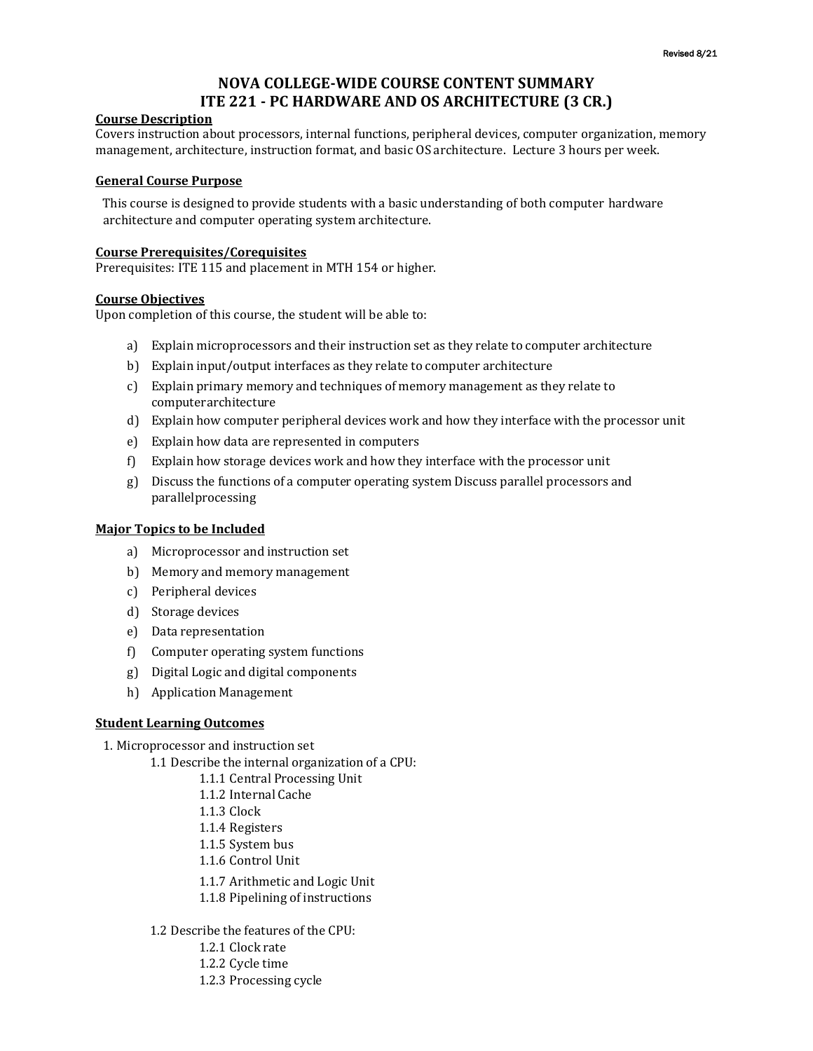# NOVA COLLEGE-WIDE COURSE CONTENT SUMMARY
# ITE 221 - PC HARDWARE AND OS ARCHITECTURE (3 CR.)

**Course Description**

Covers instruction about processors, internal functions, peripheral devices, computer organization, memory management, architecture, instruction format, and basic OS architecture. Lecture 3 hours per week.

**General Course Purpose**

This course is designed to provide students with a basic understanding of both computer hardware architecture and computer operating system architecture.

**Course Prerequisites/Corequisites**

Prerequisites: ITE 115 and placement in MTH 154 or higher.

**Course Objectives**

Upon completion of this course, the student will be able to:

a) Explain microprocessors and their instruction set as they relate to computer architecture
b) Explain input/output interfaces as they relate to computer architecture
c) Explain primary memory and techniques of memory management as they relate to computerarchitecture
d) Explain how computer peripheral devices work and how they interface with the processor unit
e) Explain how data are represented in computers
f) Explain how storage devices work and how they interface with the processor unit
g) Discuss the functions of a computer operating system Discuss parallel processors and parallelprocessing

**Major Topics to be Included**

a) Microprocessor and instruction set
b) Memory and memory management
c) Peripheral devices
d) Storage devices
e) Data representation
f) Computer operating system functions
g) Digital Logic and digital components
h) Application Management

**Student Learning Outcomes**

1. Microprocessor and instruction set
   - 1.1 Describe the internal organization of a CPU:
     - 1.1.1 Central Processing Unit
     - 1.1.2 Internal Cache
     - 1.1.3 Clock
     - 1.1.4 Registers
     - 1.1.5 System bus
     - 1.1.6 Control Unit
     - 1.1.7 Arithmetic and Logic Unit
     - 1.1.8 Pipelining of instructions
   - 1.2 Describe the features of the CPU:
     - 1.2.1 Clock rate
     - 1.2.2 Cycle time
     - 1.2.3 Processing cycle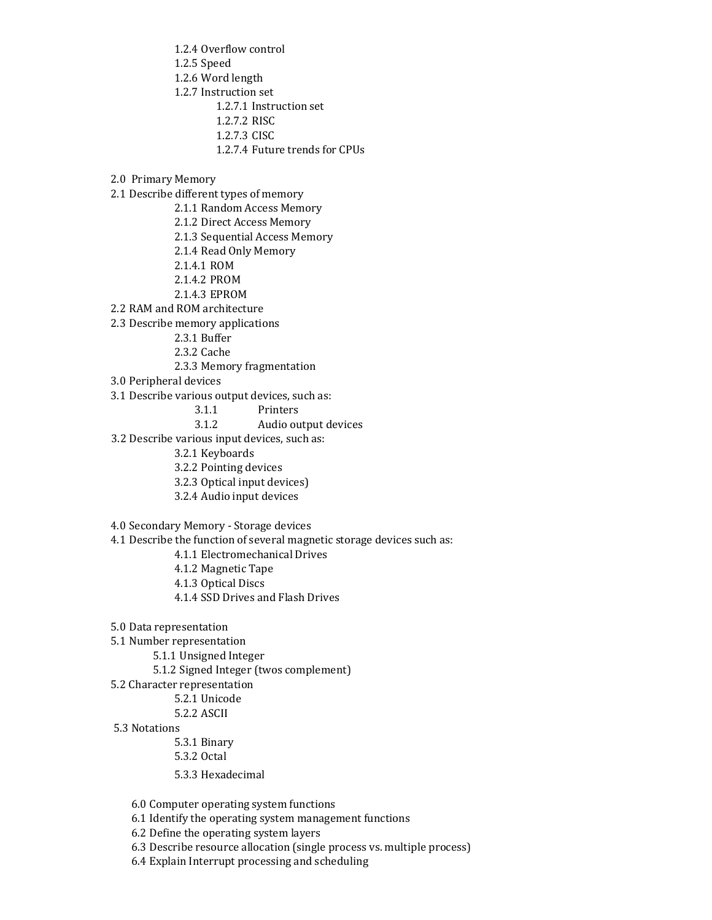- 1.2.4 Overflow control
- 1.2.5 Speed
- 1.2.6 Word length
- 1.2.7 Instruction set
  - 1.2.7.1 Instruction set
  - 1.2.7.2 RISC
  - 1.2.7.3 CISC
  - 1.2.7.4 Future trends for CPUs

2.0 Primary Memory

2.1 Describe different types of memory

- 2.1.1 Random Access Memory
- 2.1.2 Direct Access Memory
- 2.1.3 Sequential Access Memory
- 2.1.4 Read Only Memory
- 2.1.4.1 ROM
- 2.1.4.2 PROM
- 2.1.4.3 EPROM

2.2 RAM and ROM architecture

2.3 Describe memory applications

- 2.3.1 Buffer
- 2.3.2 Cache
- 2.3.3 Memory fragmentation

3.0 Peripheral devices

3.1 Describe various output devices, such as:

- 3.1.1 Printers
- 3.1.2 Audio output devices

3.2 Describe various input devices, such as:

- 3.2.1 Keyboards
- 3.2.2 Pointing devices
- 3.2.3 Optical input devices)
- 3.2.4 Audio input devices

4.0 Secondary Memory - Storage devices

4.1 Describe the function of several magnetic storage devices such as:

- 4.1.1 Electromechanical Drives
- 4.1.2 Magnetic Tape
- 4.1.3 Optical Discs
- 4.1.4 SSD Drives and Flash Drives

5.0 Data representation

5.1 Number representation

- 5.1.1 Unsigned Integer
- 5.1.2 Signed Integer (twos complement)

5.2 Character representation

- 5.2.1 Unicode
- 5.2.2 ASCII

5.3 Notations

- 5.3.1 Binary
- 5.3.2 Octal
- 5.3.3 Hexadecimal

6.0 Computer operating system functions

6.1 Identify the operating system management functions

6.2 Define the operating system layers

6.3 Describe resource allocation (single process vs. multiple process)

6.4 Explain Interrupt processing and scheduling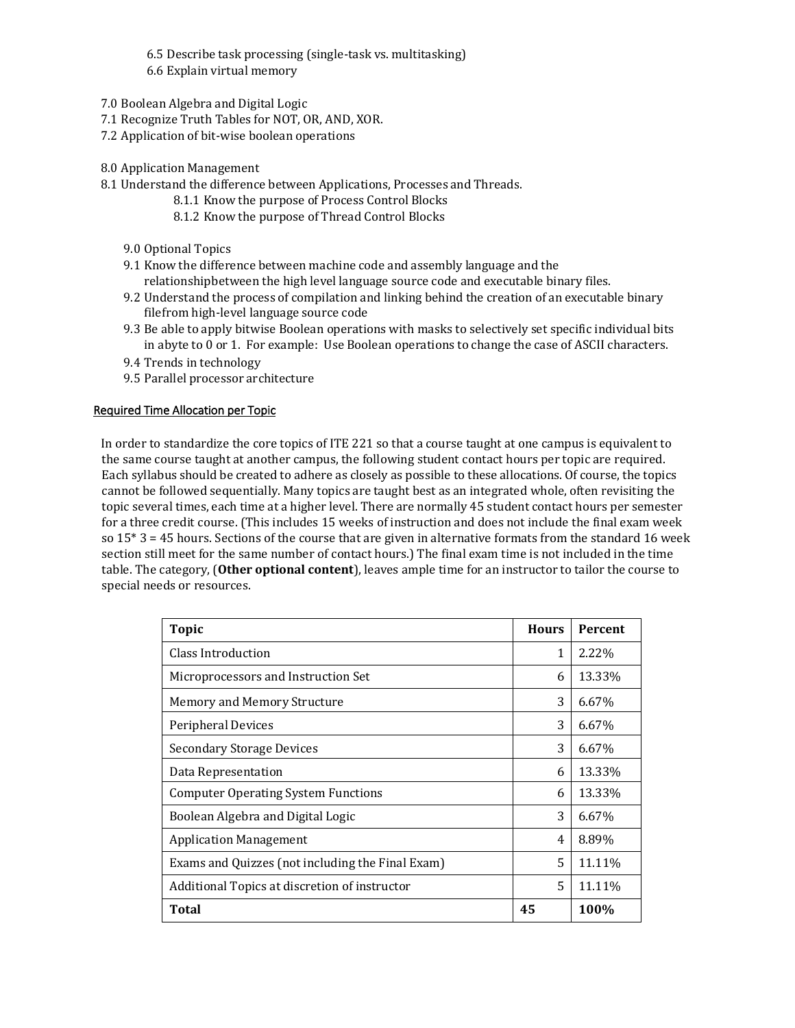6.5 Describe task processing (single-task vs. multitasking)
6.6 Explain virtual memory

7.0 Boolean Algebra and Digital Logic
7.1 Recognize Truth Tables for NOT, OR, AND, XOR.
7.2 Application of bit-wise boolean operations

8.0 Application Management
8.1 Understand the difference between Applications, Processes and Threads.
8.1.1 Know the purpose of Process Control Blocks
8.1.2 Know the purpose of Thread Control Blocks

9.0 Optional Topics
9.1 Know the difference between machine code and assembly language and the relationshipbetween the high level language source code and executable binary files.
9.2 Understand the process of compilation and linking behind the creation of an executable binary filefrom high-level language source code
9.3 Be able to apply bitwise Boolean operations with masks to selectively set specific individual bits in abyte to 0 or 1. For example: Use Boolean operations to change the case of ASCII characters.
9.4 Trends in technology
9.5 Parallel processor architecture

## Required Time Allocation per Topic

In order to standardize the core topics of ITE 221 so that a course taught at one campus is equivalent to the same course taught at another campus, the following student contact hours per topic are required. Each syllabus should be created to adhere as closely as possible to these allocations. Of course, the topics cannot be followed sequentially. Many topics are taught best as an integrated whole, often revisiting the topic several times, each time at a higher level. There are normally 45 student contact hours per semester for a three credit course. (This includes 15 weeks of instruction and does not include the final exam week so 15* 3 = 45 hours. Sections of the course that are given in alternative formats from the standard 16 week section still meet for the same number of contact hours.) The final exam time is not included in the time table. The category, (**Other optional content**), leaves ample time for an instructor to tailor the course to special needs or resources.

| Topic | Hours | Percent |
|---|---|---|
| Class Introduction | 1 | 2.22% |
| Microprocessors and Instruction Set | 6 | 13.33% |
| Memory and Memory Structure | 3 | 6.67% |
| Peripheral Devices | 3 | 6.67% |
| Secondary Storage Devices | 3 | 6.67% |
| Data Representation | 6 | 13.33% |
| Computer Operating System Functions | 6 | 13.33% |
| Boolean Algebra and Digital Logic | 3 | 6.67% |
| Application Management | 4 | 8.89% |
| Exams and Quizzes (not including the Final Exam) | 5 | 11.11% |
| Additional Topics at discretion of instructor | 5 | 11.11% |
| **Total** | **45** | **100%** |